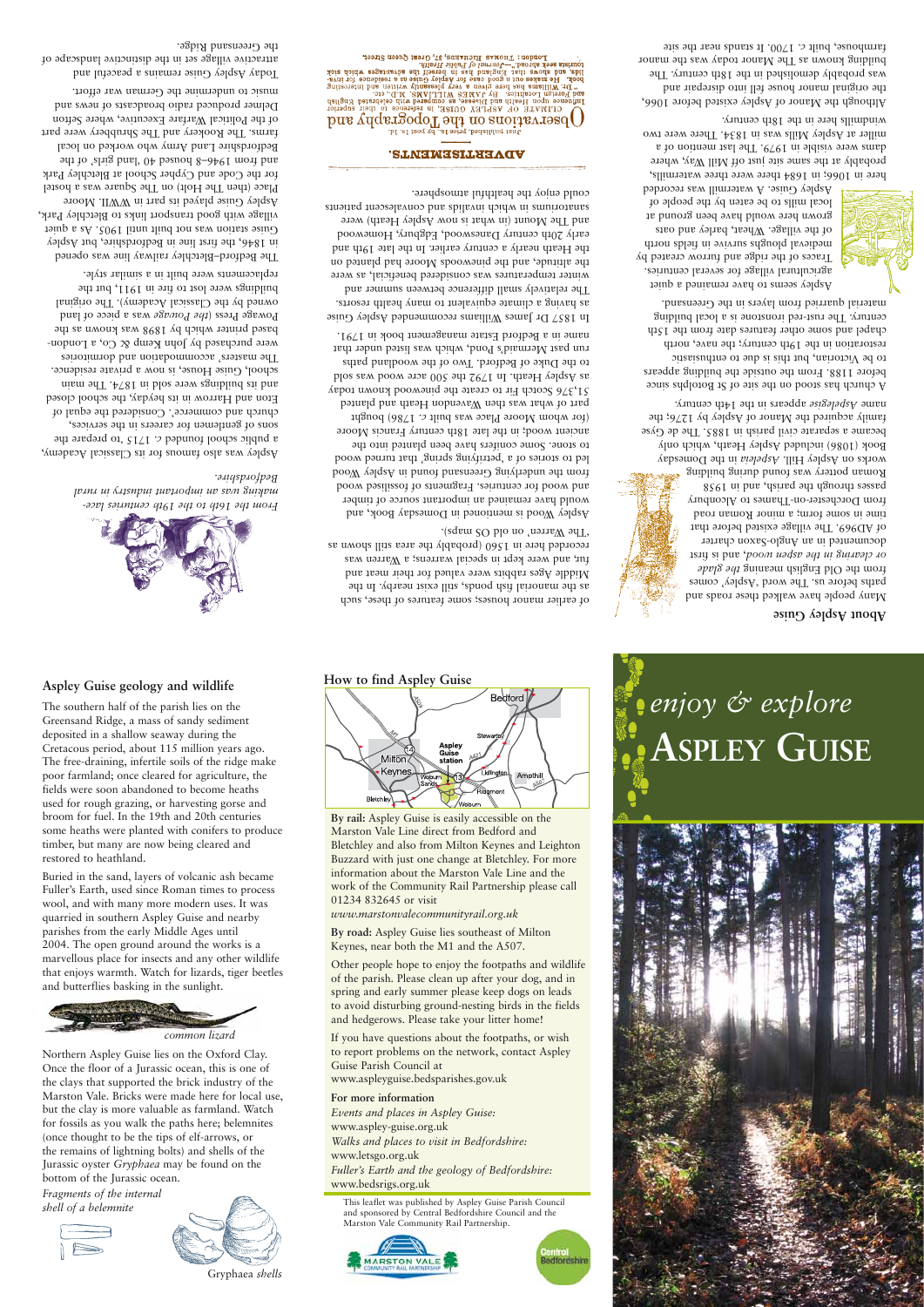## About Aspley Guise

Many people have walked these roads and paths before us. The word 'Aspley' comes from the Old English meaning *the glade or clearing in the aspen wood*, and is first documented in an Anglo-Saxon charter of AD969. The village existed before that time in some form; a minor Roman road from Dorchester-on-Thames to Alconbury passes through the parish, and in 1958 Roman pottery was found during building works on Aspley Hill. *Aspeleia* in the Domesday Book (1086) included Aspley Heath, which only became a separate civil parish in 1883. The de Gyse family acquired the Manor of Aspley by 1276; the name *Aspelegise* appears in the 14th century.

A church has stood on the site of St Botolphs since before 1188. From the outside the building appears to be Victorian, but this is due to enthusiastic restoration in the 19th century; the nave, north chapel and some other features date from the 15th century. The rust-red ironstone is a local building material quarried from layers in the Greensand.

Aspley seems to have remained a quiet agricultural village for several centuries. Traces of the ridge and furrow created by medieval ploughs survive in fields north of the village. Wheat, barley and oats grown here would have been ground at local mills to be eaten by the people of Aspley Guise. A watermill was recorded here in 1066; in 1684 there were three watermills, probably at the same site just off Mill Way, where dams were visible in 1979. The last mention of a miller at Aspley Mills was in 1834. There were two windmills here in the 18th century.

Although the Manor of Aspley existed before 1066, the original manor house fell into disrepair and was probably demolished in the 18th century. The building known as The Manor today was the manor farmhouse, built c. 1700. It stands near the site of earlier manor houses; some features of these, such as the manorial fish ponds, still exist nearby. In the Middle Ages rabbits were valued for their meat and fur, and were kept in special warrens; a Warren was recorded here in 1560 (probably the area still shown as 'The Warren' on old OS maps).

Aspley Wood is mentioned in Domesday Book, and would have remained an important source of timber and wood for centuries. Fragments of fossilised wood from the underlying Greensand in Aspley Wood led to stories of a 'petrifying spring' that turned wood to stone. Some conifers have been planted into the ancient wood; in the late 18th century Francis Moore (for whom Moore Place was built c. 1786) bought part of what was then Wavendon Heath and planted 51,376 Scotch Fir to create the pinewood known today as Aspley Heath. In 1792 the 500 acre wood was sold to the Duke of Bedford. Two of the woodland paths run past Mermaid's Pond, which was listed under that name in a Bedford Estate management book in 1791.

In 1857 Dr James Williams recommended Aspley Guise as having a climate equivalent to many health resorts. The relatively small difference between summer and winter temperatures was considered beneficial, as were the altitude, and the pinewoods Moore had planted on the Heath nearly a century earlier. In the late 19th and early 20th century Daneswood, Edgbury, Homewood and The Mount (in what is now Aspley Heath) were sanatoriums in which invalids and convalescent patients could enjoy the healthful atmosphere.

**ADVERTISEMENTS.**

Just published, price 1s., by post 1s. 1d.

**Observations on the Topography and** CLIMATE OF ASPLEY GUISE, in reference to their superior Influence upon Health and Disease, as compared with celebrated English and Foreign Localities. By JAMES WILLIAMS, M.D., etc.

"Dr Williams has here given a very pleasantly written and interesting book. He makes out a good case for Aspley Guise as a residence for invalids, and shows that England has in herself the advantages which sick tourists seek abroad."—*Journal of Public Health.*

London: Thomas Richards, 37, Great Queen Street.

*From the 16th to the 19th centuries lace-making was an important industry in rural Bedfordshire.*

Aspley was also famous for its Classical Academy, a public school founded c. 1715 'to prepare the sons of gentlemen for careers in the services, church and commerce'. Considered the equal of Eton and Harrow in its heyday, the school closed and its buildings were sold in 1874. The main school, Guise House, is now a private residence. The masters' accommodation and dormitories were purchased by John Kemp & Co, a London-based printer which by 1898 was known as the Powage Press (*the Powage* was a piece of land owned by the Classical Academy). The original buildings were lost to fire in 1911, but the replacements were built in a similar style.

The Bedford–Bletchley railway line was opened in 1846, the first line in Bedfordshire, but Aspley Guise station was not built until 1905. As a quiet village with good transport links to Bletchley Park, Aspley Guise played its part in WWII. Moore Place (then The Holt) on The Square was a hostel for the Code and Cypher School at Bletchley Park and from 1946–8 housed 40 'land girls' of the Bedfordshire Land Army who worked on local farms. The Rookery and The Shrubbery were part of the Political Warfare Executive, where Sefton Delmer produced radio broadcasts of news and music to undermine the German war effort.

Today Aspley Guise remains a peaceful and attractive village set in the distinctive landscape of the Greensand Ridge.

## Aspley Guise geology and wildlife

The southern half of the parish lies on the Greensand Ridge, a mass of sandy sediment deposited in a shallow seaway during the Cretacous period, about 115 million years ago. The free-draining, infertile soils of the ridge make poor farmland; once cleared for agriculture, the fields were soon abandoned to become heaths used for rough grazing, or harvesting gorse and broom for fuel. In the 19th and 20th centuries some heaths were planted with conifers to produce timber, but many are now being cleared and restored to heathland.

Buried in the sand, layers of volcanic ash became Fuller's Earth, used since Roman times to process wool, and with many more modern uses. It was quarried in southern Aspley Guise and nearby parishes from the early Middle Ages until 2004. The open ground around the works is a marvellous place for insects and any other wildlife that enjoys warmth. Watch for lizards, tiger beetles and butterflies basking in the sunlight.

*common lizard*

Northern Aspley Guise lies on the Oxford Clay. Once the floor of a Jurassic ocean, this is one of the clays that supported the brick industry of the Marston Vale. Bricks were made here for local use, but the clay is more valuable as farmland. Watch for fossils as you walk the paths here; belemnites (once thought to be the tips of elf-arrows, or the remains of lightning bolts) and shells of the Jurassic oyster *Gryphaea* may be found on the bottom of the Jurassic ocean.

*Fragments of the internal shell of a belemnite*

Gryphaea *shells*

## How to find Aspley Guise

**By rail:** Aspley Guise is easily accessible on the Marston Vale Line direct from Bedford and Bletchley and also from Milton Keynes and Leighton Buzzard with just one change at Bletchley. For more information about the Marston Vale Line and the work of the Community Rail Partnership please call 01234 832645 or visit *www.marstonvalecommunityrail.org.uk*

**By road:** Aspley Guise lies southeast of Milton Keynes, near both the M1 and the A507.

Other people hope to enjoy the footpaths and wildlife of the parish. Please clean up after your dog, and in spring and early summer please keep dogs on leads to avoid disturbing ground-nesting birds in the fields and hedgerows. Please take your litter home!

If you have questions about the footpaths, or wish to report problems on the network, contact Aspley Guise Parish Council at www.aspleyguise.bedsparishes.gov.uk

**For more information**

*Events and places in Aspley Guise:*
www.aspley-guise.org.uk

*Walks and places to visit in Bedfordshire:*
www.letsgo.org.uk

*Fuller's Earth and the geology of Bedfordshire:*
www.bedsrigs.org.uk

This leaflet was published by Aspley Guise Parish Council and sponsored by Central Bedfordshire Council and the Marston Vale Community Rail Partnership.

# *enjoy & explore* ASPLEY GUISE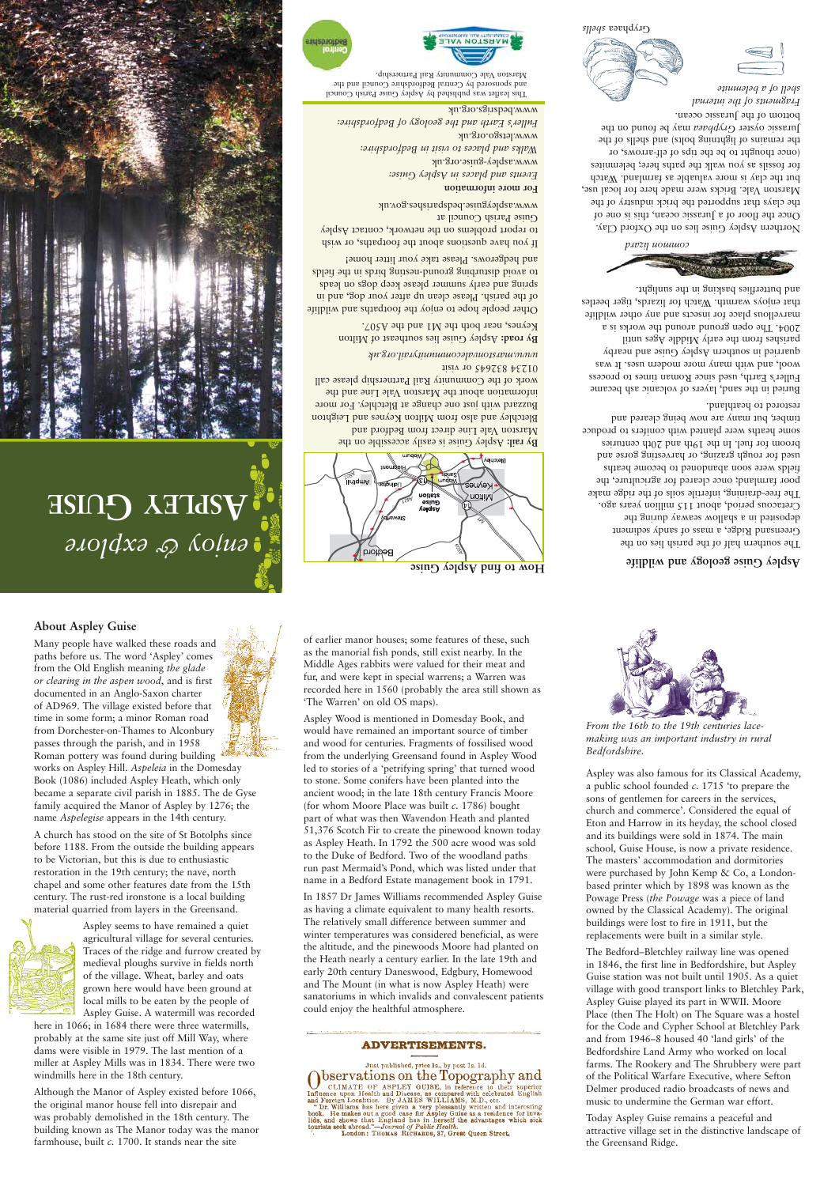## Aspley Guise geology and wildlife

The southern half of the parish lies on the Greensand Ridge, a mass of sandy sediment deposited in a shallow seaway during the Cretaceous period, about 115 million years ago. The free-draining, infertile soils of the ridge make poor farmland; once cleared for agriculture, the fields were soon abandoned to become heaths used for rough grazing, or harvesting gorse and broom for fuel. In the 19th and 20th centuries some heaths were planted with conifers to produce timber, but many are now being cleared and restored to heathland.

Buried in the sand, layers of volcanic ash became Fuller's Earth, used since Roman times to process wool, and with many more modern uses. It was quarried in southern Aspley Guise and nearby parishes from the early Middle Ages until 2004. The open ground around the works is a marvellous place for insects and any other wildlife that enjoys warmth. Watch for lizards, tiger beetles and butterflies basking in the sunlight.

*common lizard*

Northern Aspley Guise lies on the Oxford Clay. Once the floor of a Jurassic ocean, this is one of the clays that supported the brick industry of the Marston Vale. Bricks were made here for local use, but the clay is more valuable as farmland. Watch for fossils as you walk the paths here; belemnites (once thought to be the tips of elf-arrows, or the remains of lightning bolts) and shells of the Jurassic oyster *Gryphaea* may be found on the bottom of the Jurassic ocean.

*Fragments of the internal shell of a belemnite*

*Gryphaea shells*

## How to find Aspley Guise

**By rail:** Aspley Guise is easily accessible on the Marston Vale Line direct from Bedford and Bletchley and also from Milton Keynes and Leighton Buzzard with just one change at Bletchley. For more information about the Marston Vale Line and the work of the Community Rail Partnership please call 01234 832645 or visit *www.marstonvalecommunityrail.org.uk*

**By road:** Aspley Guise lies southeast of Milton Keynes, near both the M1 and the A507.

Other people hope to enjoy the footpaths and wildlife of the parish. Please clean up after your dog, and in spring and early summer please keep dogs on leads to avoid disturbing ground-nesting birds in the fields and hedgerows. Please take your litter home!

If you have questions about the footpaths, or wish to report problems on the network, contact Aspley Guise Parish Council at www.aspleyguise.bedsparishes.gov.uk

**For more information**

*Events and places in Aspley Guise:* www.aspley-guise.org.uk

*Walks and places to visit in Bedfordshire:* www.letsgo.org.uk

*Fuller's Earth and the geology of Bedfordshire:* www.bedsrigs.org.uk

This leaflet was published by Aspley Guise Parish Council and sponsored by Central Bedfordshire Council and the Marston Vale Community Rail Partnership.

# *enjoy & explore* Aspley Guise

## About Aspley Guise

Many people have walked these roads and paths before us. The word 'Aspley' comes from the Old English meaning *the glade or clearing in the aspen wood*, and is first documented in an Anglo-Saxon charter of AD969. The village existed before that time in some form; a minor Roman road from Dorchester-on-Thames to Alconbury passes through the parish, and in 1958 Roman pottery was found during building works on Aspley Hill. *Aspeleia* in the Domesday Book (1086) included Aspley Heath, which only became a separate civil parish in 1885. The de Gyse family acquired the Manor of Aspley by 1276; the name *Aspelegise* appears in the 14th century.

A church has stood on the site of St Botolphs since before 1188. From the outside the building appears to be Victorian, but this is due to enthusiastic restoration in the 19th century; the nave, north chapel and some other features date from the 15th century. The rust-red ironstone is a local building material quarried from layers in the Greensand.

Aspley seems to have remained a quiet agricultural village for several centuries. Traces of the ridge and furrow created by medieval ploughs survive in fields north of the village. Wheat, barley and oats grown here would have been ground at local mills to be eaten by the people of Aspley Guise. A watermill was recorded here in 1066; in 1684 there were three watermills, probably at the same site just off Mill Way, where dams were visible in 1979. The last mention of a miller at Aspley Mills was in 1834. There were two windmills here in the 18th century.

Although the Manor of Aspley existed before 1066, the original manor house fell into disrepair and was probably demolished in the 18th century. The building known as The Manor today was the manor farmhouse, built *c.* 1700. It stands near the site of earlier manor houses; some features of these, such as the manorial fish ponds, still exist nearby. In the Middle Ages rabbits were valued for their meat and fur, and were kept in special warrens; a Warren was recorded here in 1560 (probably the area still shown as 'The Warren' on old OS maps).

Aspley Wood is mentioned in Domesday Book, and would have remained an important source of timber and wood for centuries. Fragments of fossilised wood from the underlying Greensand found in Aspley Wood led to stories of a 'petrifying spring' that turned wood to stone. Some conifers have been planted into the ancient wood; in the late 18th century Francis Moore (for whom Moore Place was built *c.* 1786) bought part of what was then Wavendon Heath and planted 51,376 Scotch Fir to create the pinewood known today as Aspley Heath. In 1792 the 500 acre wood was sold to the Duke of Bedford. Two of the woodland paths run past Mermaid's Pond, which was listed under that name in a Bedford Estate management book in 1791.

In 1857 Dr James Williams recommended Aspley Guise as having a climate equivalent to many health resorts. The relatively small difference between summer and winter temperatures was considered beneficial, as were the altitude, and the pinewoods Moore had planted on the Heath nearly a century earlier. In the late 19th and early 20th century Daneswood, Edgbury, Homewood and The Mount (in what is now Aspley Heath) were sanatoriums in which invalids and convalescent patients could enjoy the healthful atmosphere.

**ADVERTISEMENTS.**

Just published, price 1s., by post 1s. 1d.
Observations on the Topography and CLIMATE OF ASPLEY GUISE, in reference to their superior Influence upon Health and Disease, as compared with celebrated English and Foreign Localities. By JAMES WILLIAMS, M.D., etc.
"Dr. Williams has here given a very pleasantly written and interesting book. He makes out a good case for Aspley Guise as a residence for invalids, and shows that England has in herself the advantages which sick tourists seek abroad."—*Journal of Public Health.*
London: THOMAS RICHARDS, 37, Great Queen Street.

*From the 16th to the 19th centuries lace-making was an important industry in rural Bedfordshire.*

Aspley was also famous for its Classical Academy, a public school founded *c.* 1715 'to prepare the sons of gentlemen for careers in the services, church and commerce'. Considered the equal of Eton and Harrow in its heyday, the school closed and its buildings were sold in 1874. The main school, Guise House, is now a private residence. The masters' accommodation and dormitories were purchased by John Kemp & Co, a London-based printer which by 1898 was known as the Powage Press (*the Powage* was a piece of land owned by the Classical Academy). The original buildings were lost to fire in 1911, but the replacements were built in a similar style.

The Bedford–Bletchley railway line was opened in 1846, the first line in Bedfordshire, but Aspley Guise station was not built until 1905. As a quiet village with good transport links to Bletchley Park, Aspley Guise played its part in WWII. Moore Place (then The Holt) on The Square was a hostel for the Code and Cypher School at Bletchley Park and from 1946–8 housed 40 'land girls' of the Bedfordshire Land Army who worked on local farms. The Rookery and The Shrubbery were part of the Political Warfare Executive, where Sefton Delmer produced radio broadcasts of news and music to undermine the German war effort.

Today Aspley Guise remains a peaceful and attractive village set in the distinctive landscape of the Greensand Ridge.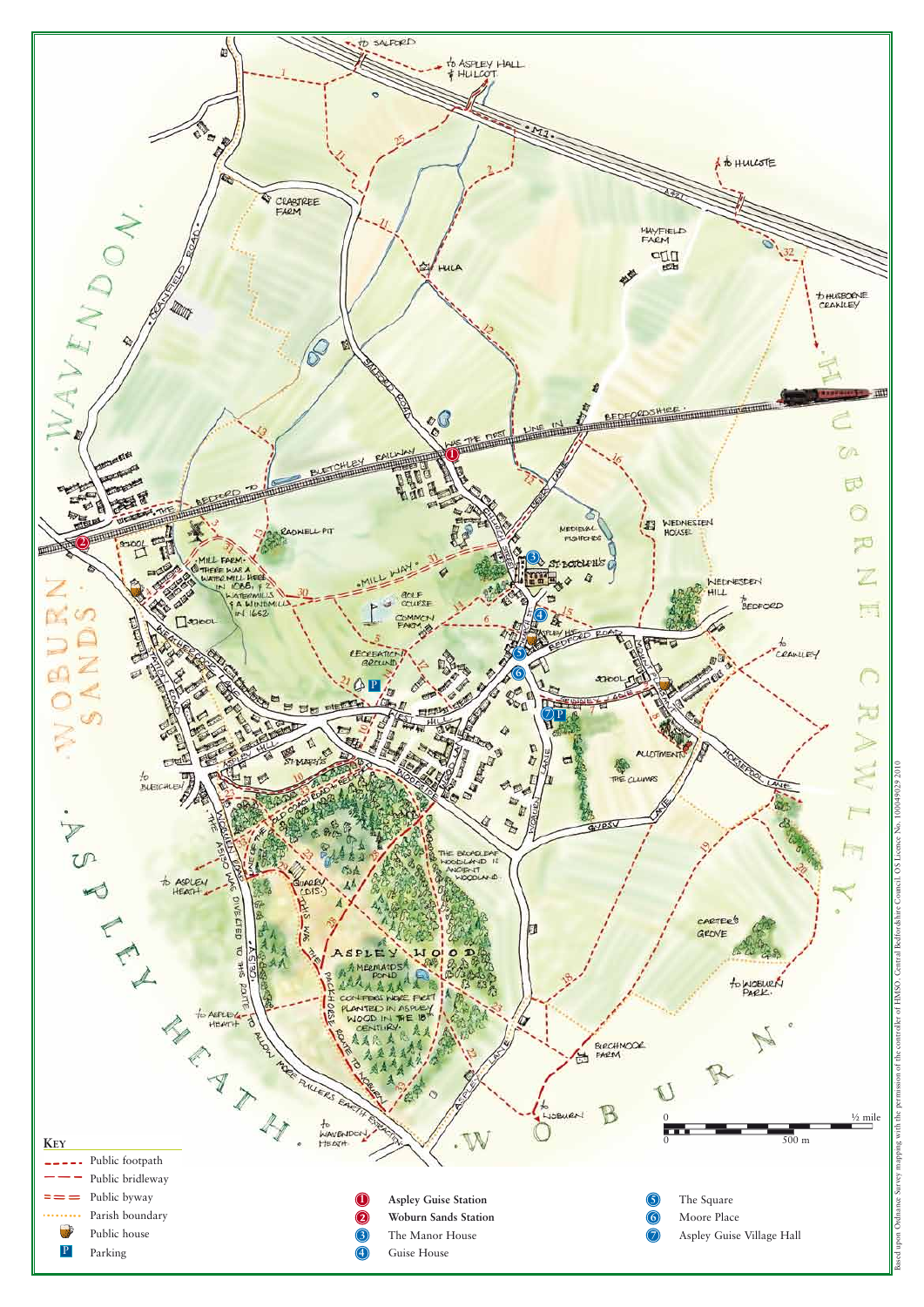**Key**

- Public footpath
- Public bridleway
- Public byway
- Parish boundary
- Public house
- Parking

1. **Aspley Guise Station**
2. **Woburn Sands Station**
3. The Manor House
4. Guise House
5. The Square
6. Moore Place
7. Aspley Guise Village Hall

Based upon Ordnance Survey mapping with the permission of the controller of HMSO. Central Bedfordshire Council. OS Licence No. 100049029 2010